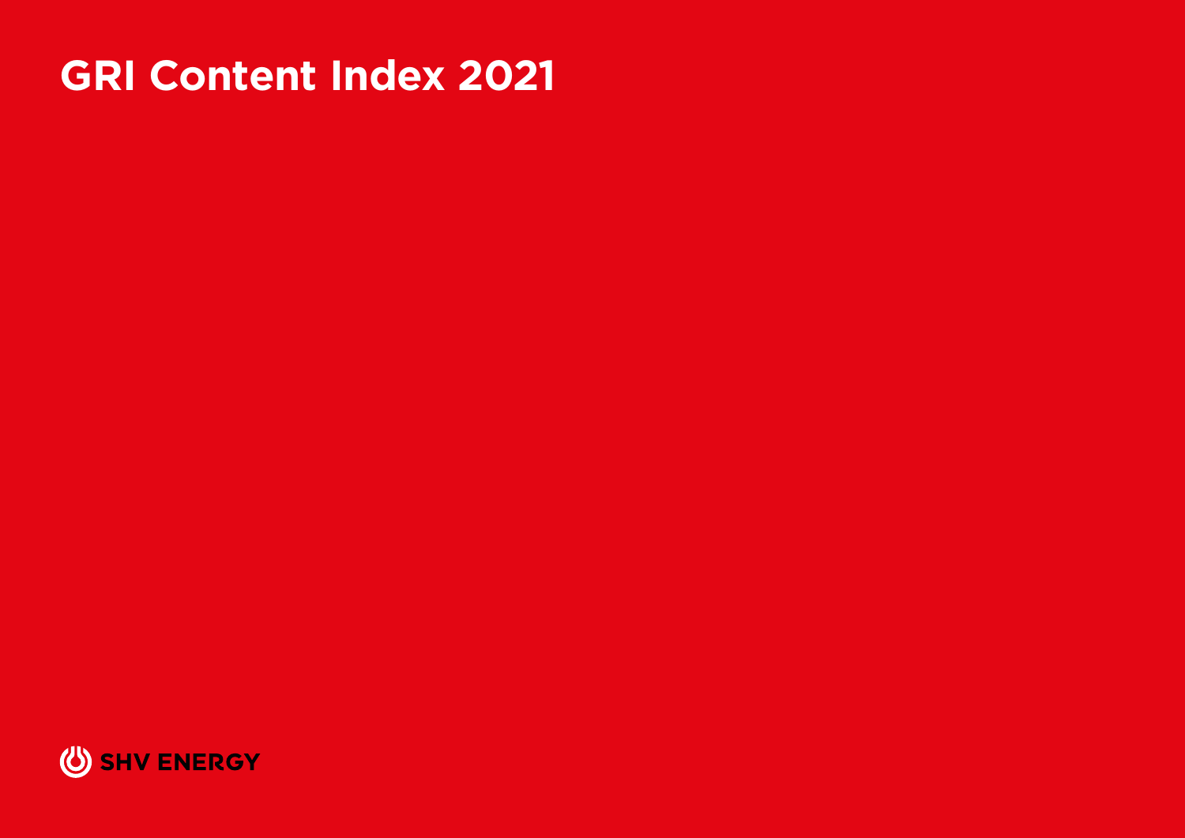# GRI Content Index 2021

SHV ENERGY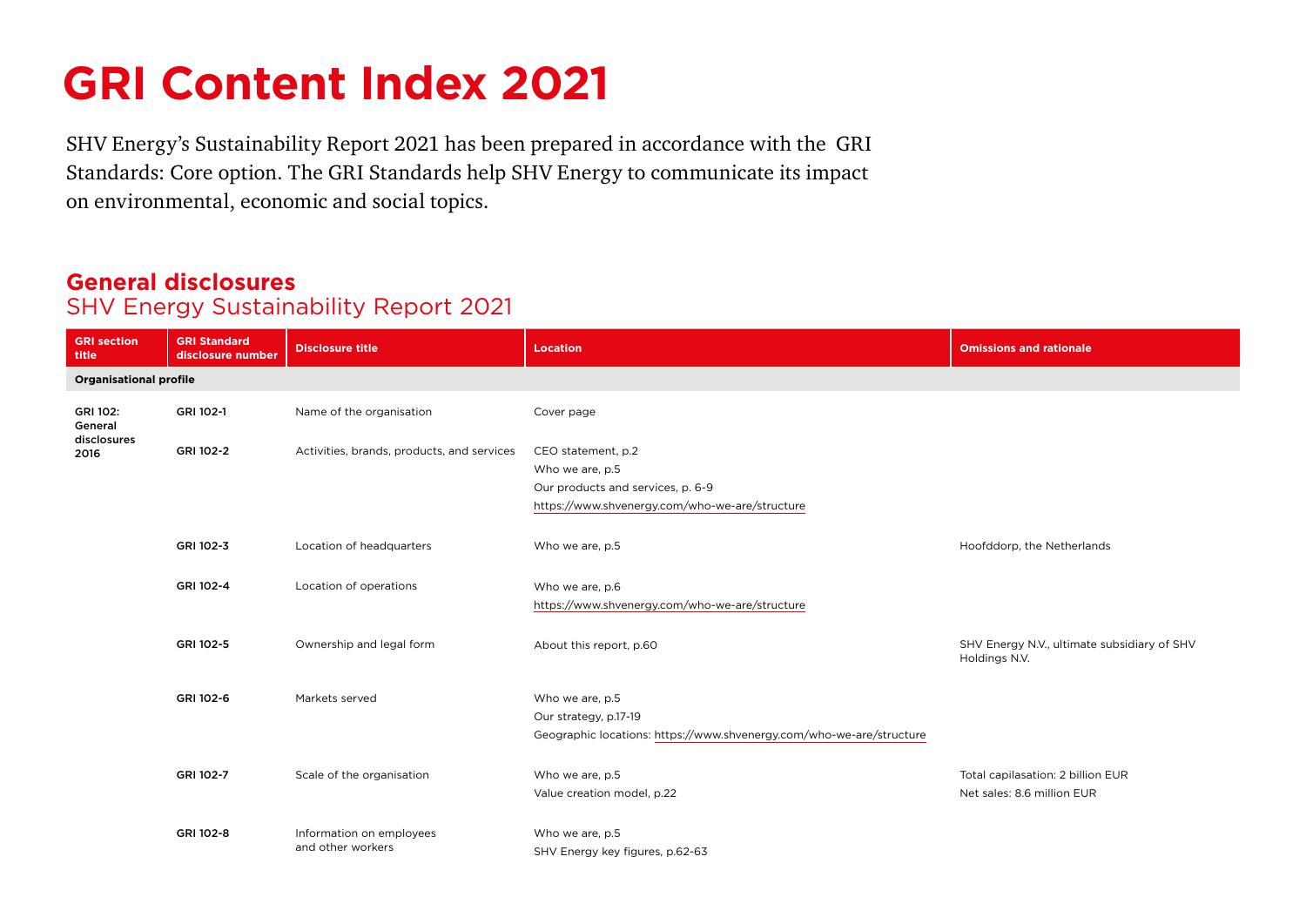# GRI Content Index 2021

SHV Energy's Sustainability Report 2021 has been prepared in accordance with the GRI Standards: Core option. The GRI Standards help SHV Energy to communicate its impact on environmental, economic and social topics.

## General disclosures

SHV Energy Sustainability Report 2021

| GRI section title | GRI Standard disclosure number | Disclosure title | Location | Omissions and rationale |
|---|---|---|---|---|
| **Organisational profile** | | | | |
| GRI 102: General disclosures 2016 | GRI 102-1 | Name of the organisation | Cover page | |
| | GRI 102-2 | Activities, brands, products, and services | CEO statement, p.2<br>Who we are, p.5<br>Our products and services, p. 6-9<br>https://www.shvenergy.com/who-we-are/structure | |
| | GRI 102-3 | Location of headquarters | Who we are, p.5 | Hoofddorp, the Netherlands |
| | GRI 102-4 | Location of operations | Who we are, p.6<br>https://www.shvenergy.com/who-we-are/structure | |
| | GRI 102-5 | Ownership and legal form | About this report, p.60 | SHV Energy N.V., ultimate subsidiary of SHV Holdings N.V. |
| | GRI 102-6 | Markets served | Who we are, p.5<br>Our strategy, p.17-19<br>Geographic locations: https://www.shvenergy.com/who-we-are/structure | |
| | GRI 102-7 | Scale of the organisation | Who we are, p.5<br>Value creation model, p.22 | Total capilasation: 2 billion EUR<br>Net sales: 8.6 million EUR |
| | GRI 102-8 | Information on employees and other workers | Who we are, p.5<br>SHV Energy key figures, p.62-63 | |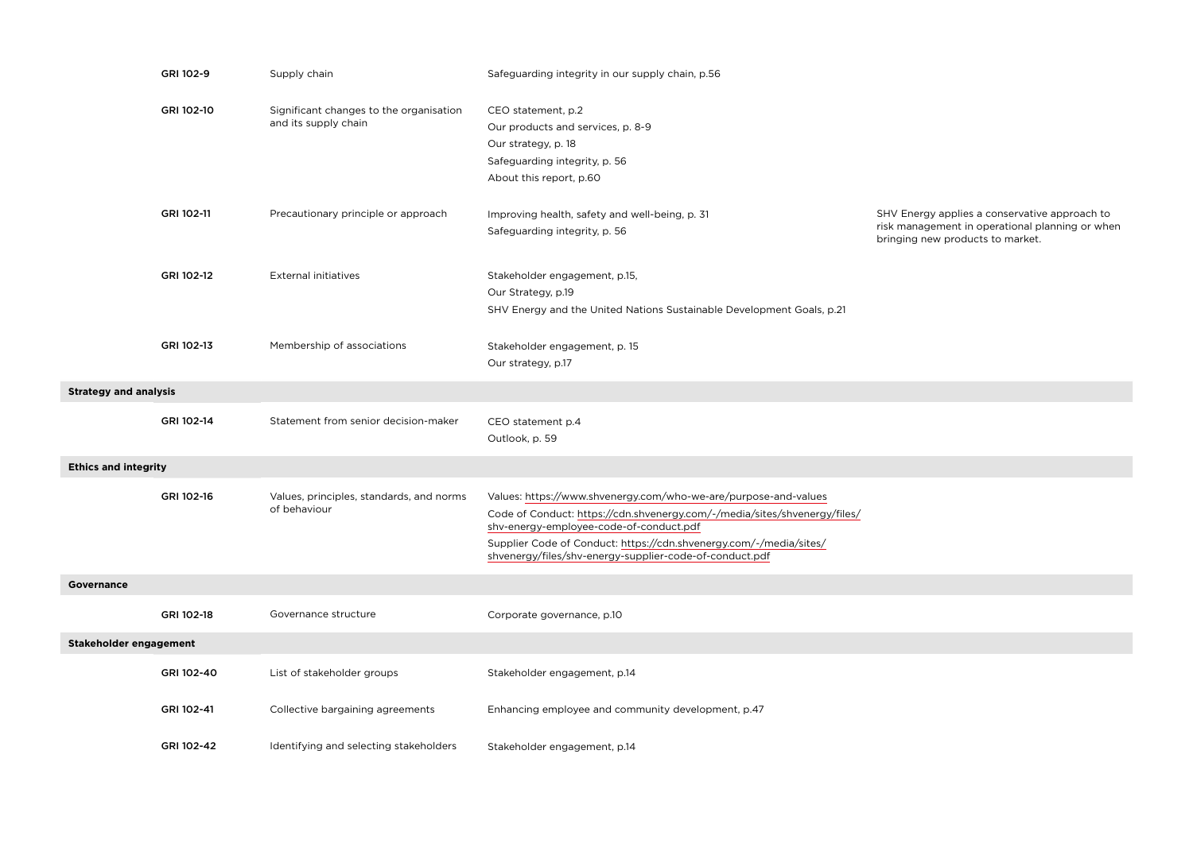| | | | |
|---|---|---|---|
| GRI 102-9 | Supply chain | Safeguarding integrity in our supply chain, p.56 | |
| GRI 102-10 | Significant changes to the organisation and its supply chain | CEO statement, p.2<br>Our products and services, p. 8-9<br>Our strategy, p. 18<br>Safeguarding integrity, p. 56<br>About this report, p.60 | |
| GRI 102-11 | Precautionary principle or approach | Improving health, safety and well-being, p. 31<br>Safeguarding integrity, p. 56 | SHV Energy applies a conservative approach to risk management in operational planning or when bringing new products to market. |
| GRI 102-12 | External initiatives | Stakeholder engagement, p.15,<br>Our Strategy, p.19<br>SHV Energy and the United Nations Sustainable Development Goals, p.21 | |
| GRI 102-13 | Membership of associations | Stakeholder engagement, p. 15<br>Our strategy, p.17 | |
| **Strategy and analysis** | | | |
| GRI 102-14 | Statement from senior decision-maker | CEO statement p.4<br>Outlook, p. 59 | |
| **Ethics and integrity** | | | |
| GRI 102-16 | Values, principles, standards, and norms of behaviour | Values: https://www.shvenergy.com/who-we-are/purpose-and-values<br>Code of Conduct: https://cdn.shvenergy.com/-/media/sites/shvenergy/files/shv-energy-employee-code-of-conduct.pdf<br>Supplier Code of Conduct: https://cdn.shvenergy.com/-/media/sites/shvenergy/files/shv-energy-supplier-code-of-conduct.pdf | |
| **Governance** | | | |
| GRI 102-18 | Governance structure | Corporate governance, p.10 | |
| **Stakeholder engagement** | | | |
| GRI 102-40 | List of stakeholder groups | Stakeholder engagement, p.14 | |
| GRI 102-41 | Collective bargaining agreements | Enhancing employee and community development, p.47 | |
| GRI 102-42 | Identifying and selecting stakeholders | Stakeholder engagement, p.14 | |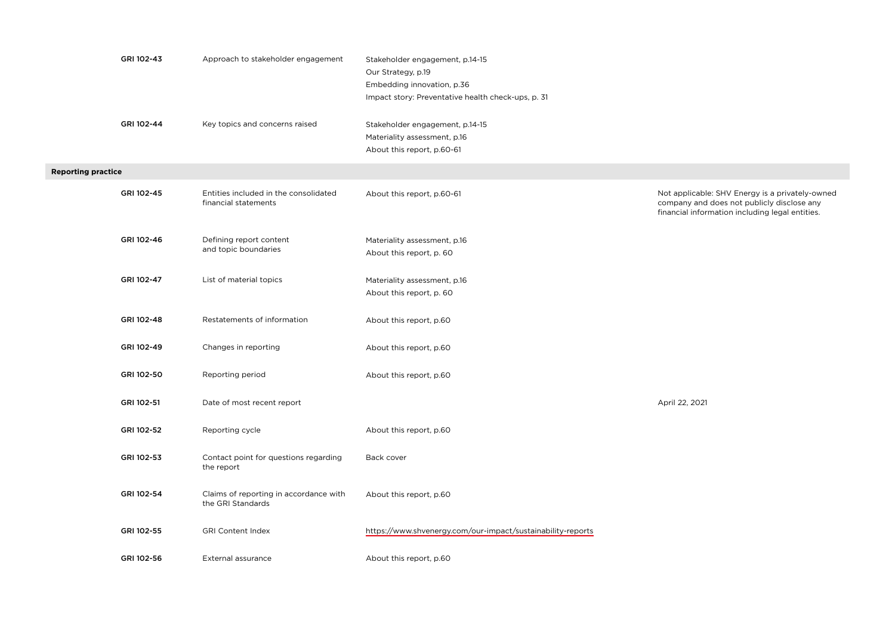| | | | |
|---|---|---|---|
| GRI 102-43 | Approach to stakeholder engagement | Stakeholder engagement, p.14-15<br>Our Strategy, p.19<br>Embedding innovation, p.36<br>Impact story: Preventative health check-ups, p. 31 | |
| GRI 102-44 | Key topics and concerns raised | Stakeholder engagement, p.14-15<br>Materiality assessment, p.16<br>About this report, p.60-61 | |
| **Reporting practice** | | | |
| GRI 102-45 | Entities included in the consolidated financial statements | About this report, p.60-61 | Not applicable: SHV Energy is a privately-owned company and does not publicly disclose any financial information including legal entities. |
| GRI 102-46 | Defining report content and topic boundaries | Materiality assessment, p.16<br>About this report, p. 60 | |
| GRI 102-47 | List of material topics | Materiality assessment, p.16<br>About this report, p. 60 | |
| GRI 102-48 | Restatements of information | About this report, p.60 | |
| GRI 102-49 | Changes in reporting | About this report, p.60 | |
| GRI 102-50 | Reporting period | About this report, p.60 | |
| GRI 102-51 | Date of most recent report | | April 22, 2021 |
| GRI 102-52 | Reporting cycle | About this report, p.60 | |
| GRI 102-53 | Contact point for questions regarding the report | Back cover | |
| GRI 102-54 | Claims of reporting in accordance with the GRI Standards | About this report, p.60 | |
| GRI 102-55 | GRI Content Index | https://www.shvenergy.com/our-impact/sustainability-reports | |
| GRI 102-56 | External assurance | About this report, p.60 | |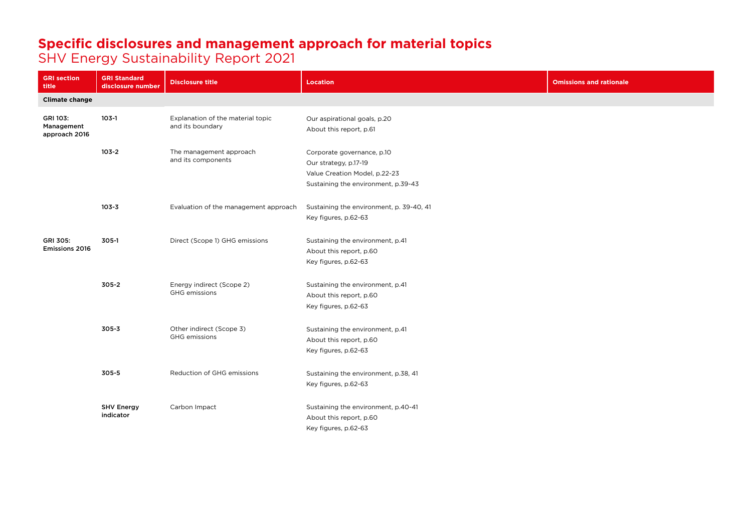# Specific disclosures and management approach for material topics

SHV Energy Sustainability Report 2021

| GRI section title | GRI Standard disclosure number | Disclosure title | Location | Omissions and rationale |
|---|---|---|---|---|
| **Climate change** | | | | |
| **GRI 103: Management approach 2016** | **103-1** | Explanation of the material topic and its boundary | Our aspirational goals, p.20<br>About this report, p.61 | |
| | **103-2** | The management approach and its components | Corporate governance, p.10<br>Our strategy, p.17-19<br>Value Creation Model, p.22-23<br>Sustaining the environment, p.39-43 | |
| | **103-3** | Evaluation of the management approach | Sustaining the environment, p. 39-40, 41<br>Key figures, p.62-63 | |
| **GRI 305: Emissions 2016** | **305-1** | Direct (Scope 1) GHG emissions | Sustaining the environment, p.41<br>About this report, p.60<br>Key figures, p.62-63 | |
| | **305-2** | Energy indirect (Scope 2) GHG emissions | Sustaining the environment, p.41<br>About this report, p.60<br>Key figures, p.62-63 | |
| | **305-3** | Other indirect (Scope 3) GHG emissions | Sustaining the environment, p.41<br>About this report, p.60<br>Key figures, p.62-63 | |
| | **305-5** | Reduction of GHG emissions | Sustaining the environment, p.38, 41<br>Key figures, p.62-63 | |
| | **SHV Energy indicator** | Carbon Impact | Sustaining the environment, p.40-41<br>About this report, p.60<br>Key figures, p.62-63 | |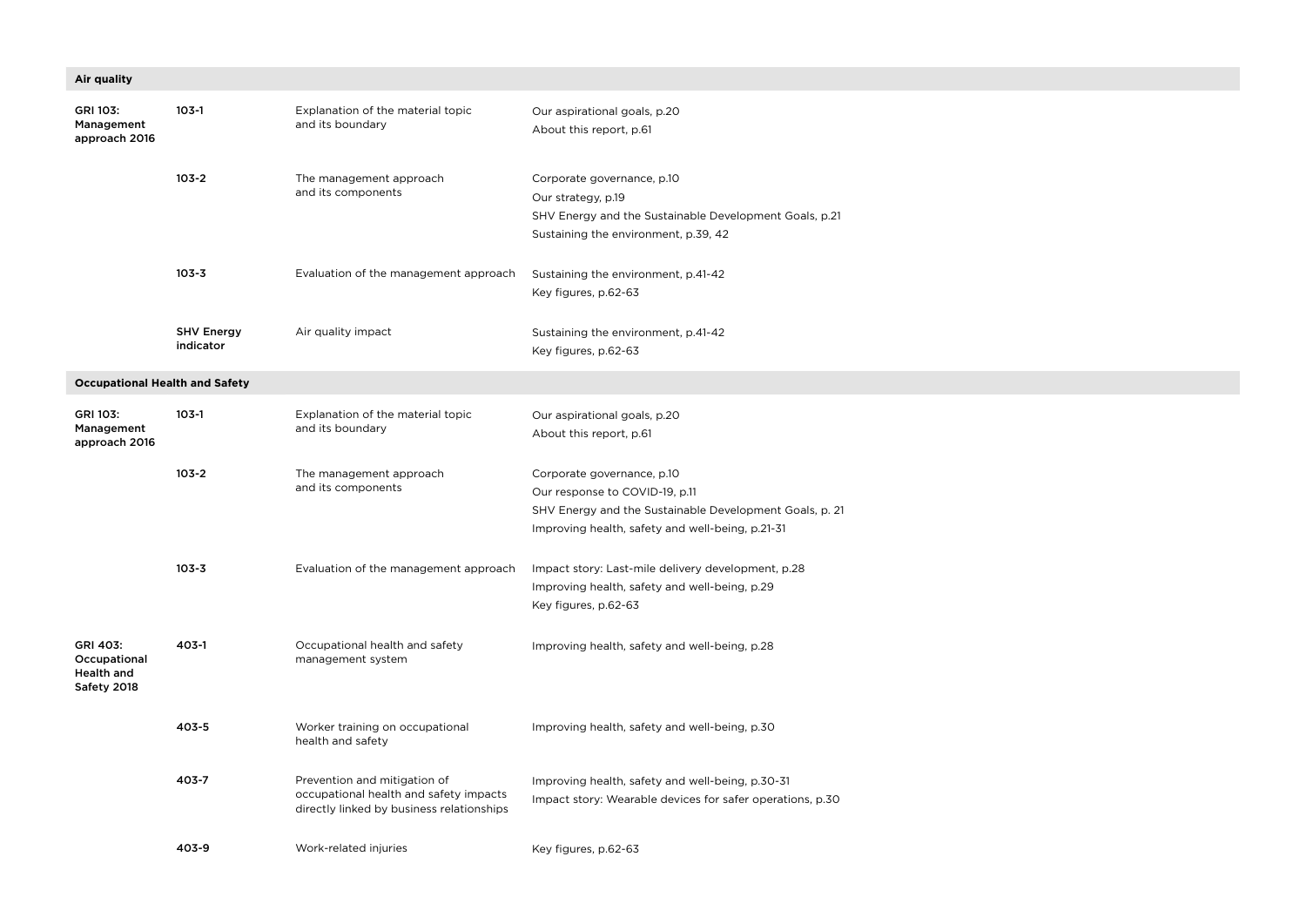| | | | |
|---|---|---|---|
| **Air quality** | | | |
| **GRI 103: Management approach 2016** | **103-1** | Explanation of the material topic and its boundary | Our aspirational goals, p.20<br>About this report, p.61 |
| | **103-2** | The management approach and its components | Corporate governance, p.10<br>Our strategy, p.19<br>SHV Energy and the Sustainable Development Goals, p.21<br>Sustaining the environment, p.39, 42 |
| | **103-3** | Evaluation of the management approach | Sustaining the environment, p.41-42<br>Key figures, p.62-63 |
| | **SHV Energy indicator** | Air quality impact | Sustaining the environment, p.41-42<br>Key figures, p.62-63 |
| **Occupational Health and Safety** | | | |
| **GRI 103: Management approach 2016** | **103-1** | Explanation of the material topic and its boundary | Our aspirational goals, p.20<br>About this report, p.61 |
| | **103-2** | The management approach and its components | Corporate governance, p.10<br>Our response to COVID-19, p.11<br>SHV Energy and the Sustainable Development Goals, p. 21<br>Improving health, safety and well-being, p.21-31 |
| | **103-3** | Evaluation of the management approach | Impact story: Last-mile delivery development, p.28<br>Improving health, safety and well-being, p.29<br>Key figures, p.62-63 |
| **GRI 403: Occupational Health and Safety 2018** | **403-1** | Occupational health and safety management system | Improving health, safety and well-being, p.28 |
| | **403-5** | Worker training on occupational health and safety | Improving health, safety and well-being, p.30 |
| | **403-7** | Prevention and mitigation of occupational health and safety impacts directly linked by business relationships | Improving health, safety and well-being, p.30-31<br>Impact story: Wearable devices for safer operations, p.30 |
| | **403-9** | Work-related injuries | Key figures, p.62-63 |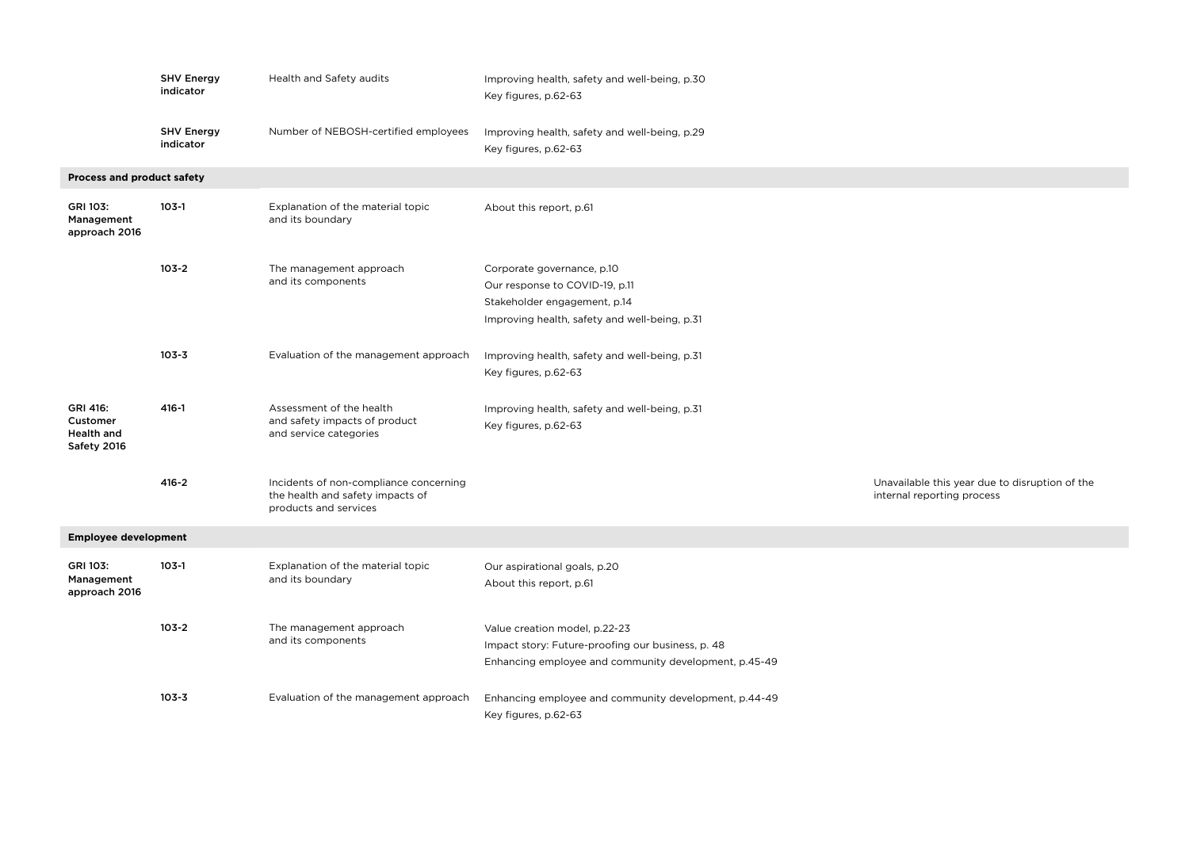| | | | | |
|---|---|---|---|---|
| | **SHV Energy indicator** | Health and Safety audits | Improving health, safety and well-being, p.30<br>Key figures, p.62-63 | |
| | **SHV Energy indicator** | Number of NEBOSH-certified employees | Improving health, safety and well-being, p.29<br>Key figures, p.62-63 | |
| **Process and product safety** | | | | |
| **GRI 103: Management approach 2016** | 103-1 | Explanation of the material topic and its boundary | About this report, p.61 | |
| | 103-2 | The management approach and its components | Corporate governance, p.10<br>Our response to COVID-19, p.11<br>Stakeholder engagement, p.14<br>Improving health, safety and well-being, p.31 | |
| | 103-3 | Evaluation of the management approach | Improving health, safety and well-being, p.31<br>Key figures, p.62-63 | |
| **GRI 416: Customer Health and Safety 2016** | 416-1 | Assessment of the health and safety impacts of product and service categories | Improving health, safety and well-being, p.31<br>Key figures, p.62-63 | |
| | 416-2 | Incidents of non-compliance concerning the health and safety impacts of products and services | | Unavailable this year due to disruption of the internal reporting process |
| **Employee development** | | | | |
| **GRI 103: Management approach 2016** | 103-1 | Explanation of the material topic and its boundary | Our aspirational goals, p.20<br>About this report, p.61 | |
| | 103-2 | The management approach and its components | Value creation model, p.22-23<br>Impact story: Future-proofing our business, p. 48<br>Enhancing employee and community development, p.45-49 | |
| | 103-3 | Evaluation of the management approach | Enhancing employee and community development, p.44-49<br>Key figures, p.62-63 | |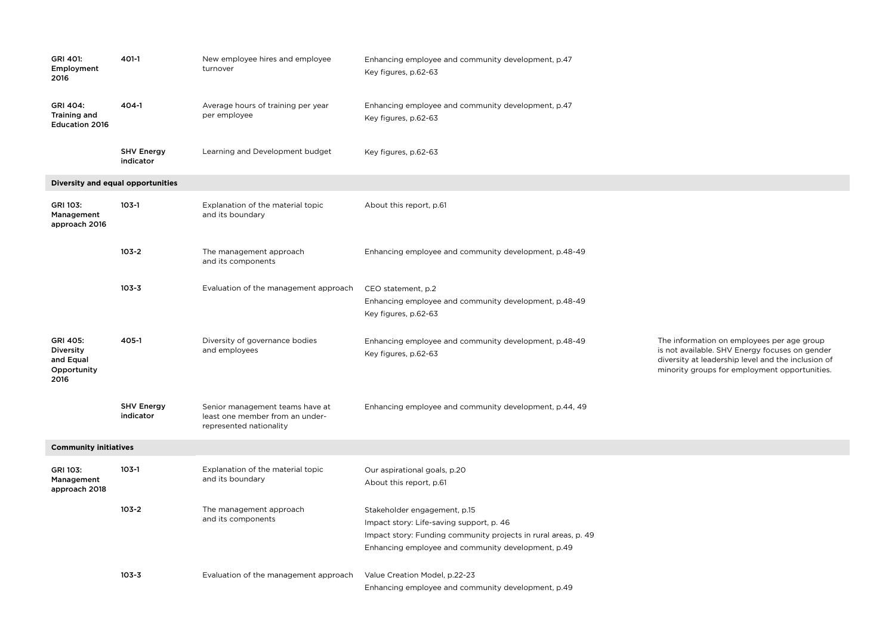| GRI Standard | Disclosure | Description | Reference | Omission |
|---|---|---|---|---|
| GRI 401: Employment 2016 | 401-1 | New employee hires and employee turnover | Enhancing employee and community development, p.47<br>Key figures, p.62-63 | |
| GRI 404: Training and Education 2016 | 404-1 | Average hours of training per year per employee | Enhancing employee and community development, p.47<br>Key figures, p.62-63 | |
| | SHV Energy indicator | Learning and Development budget | Key figures, p.62-63 | |
| **Diversity and equal opportunities** | | | | |
| GRI 103: Management approach 2016 | 103-1 | Explanation of the material topic and its boundary | About this report, p.61 | |
| | 103-2 | The management approach and its components | Enhancing employee and community development, p.48-49 | |
| | 103-3 | Evaluation of the management approach | CEO statement, p.2<br>Enhancing employee and community development, p.48-49<br>Key figures, p.62-63 | |
| GRI 405: Diversity and Equal Opportunity 2016 | 405-1 | Diversity of governance bodies and employees | Enhancing employee and community development, p.48-49<br>Key figures, p.62-63 | The information on employees per age group is not available. SHV Energy focuses on gender diversity at leadership level and the inclusion of minority groups for employment opportunities. |
| | SHV Energy indicator | Senior management teams have at least one member from an under-represented nationality | Enhancing employee and community development, p.44, 49 | |
| **Community initiatives** | | | | |
| GRI 103: Management approach 2018 | 103-1 | Explanation of the material topic and its boundary | Our aspirational goals, p.20<br>About this report, p.61 | |
| | 103-2 | The management approach and its components | Stakeholder engagement, p.15<br>Impact story: Life-saving support, p. 46<br>Impact story: Funding community projects in rural areas, p. 49<br>Enhancing employee and community development, p.49 | |
| | 103-3 | Evaluation of the management approach | Value Creation Model, p.22-23<br>Enhancing employee and community development, p.49 | |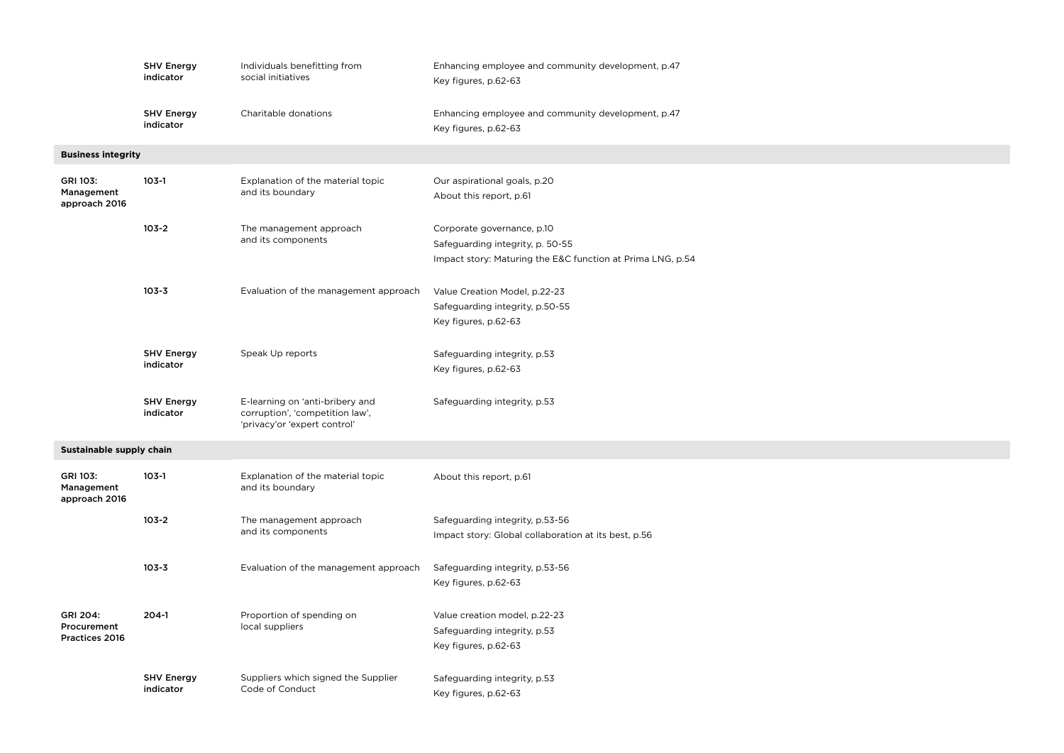| | | | |
|---|---|---|---|
| | **SHV Energy indicator** | Individuals benefitting from social initiatives | Enhancing employee and community development, p.47<br>Key figures, p.62-63 |
| | **SHV Energy indicator** | Charitable donations | Enhancing employee and community development, p.47<br>Key figures, p.62-63 |
| **Business integrity** | | | |
| **GRI 103: Management approach 2016** | **103-1** | Explanation of the material topic and its boundary | Our aspirational goals, p.20<br>About this report, p.61 |
| | **103-2** | The management approach and its components | Corporate governance, p.10<br>Safeguarding integrity, p. 50-55<br>Impact story: Maturing the E&C function at Prima LNG, p.54 |
| | **103-3** | Evaluation of the management approach | Value Creation Model, p.22-23<br>Safeguarding integrity, p.50-55<br>Key figures, p.62-63 |
| | **SHV Energy indicator** | Speak Up reports | Safeguarding integrity, p.53<br>Key figures, p.62-63 |
| | **SHV Energy indicator** | E-learning on 'anti-bribery and corruption', 'competition law', 'privacy'or 'expert control' | Safeguarding integrity, p.53 |
| **Sustainable supply chain** | | | |
| **GRI 103: Management approach 2016** | **103-1** | Explanation of the material topic and its boundary | About this report, p.61 |
| | **103-2** | The management approach and its components | Safeguarding integrity, p.53-56<br>Impact story: Global collaboration at its best, p.56 |
| | **103-3** | Evaluation of the management approach | Safeguarding integrity, p.53-56<br>Key figures, p.62-63 |
| **GRI 204: Procurement Practices 2016** | **204-1** | Proportion of spending on local suppliers | Value creation model, p.22-23<br>Safeguarding integrity, p.53<br>Key figures, p.62-63 |
| | **SHV Energy indicator** | Suppliers which signed the Supplier Code of Conduct | Safeguarding integrity, p.53<br>Key figures, p.62-63 |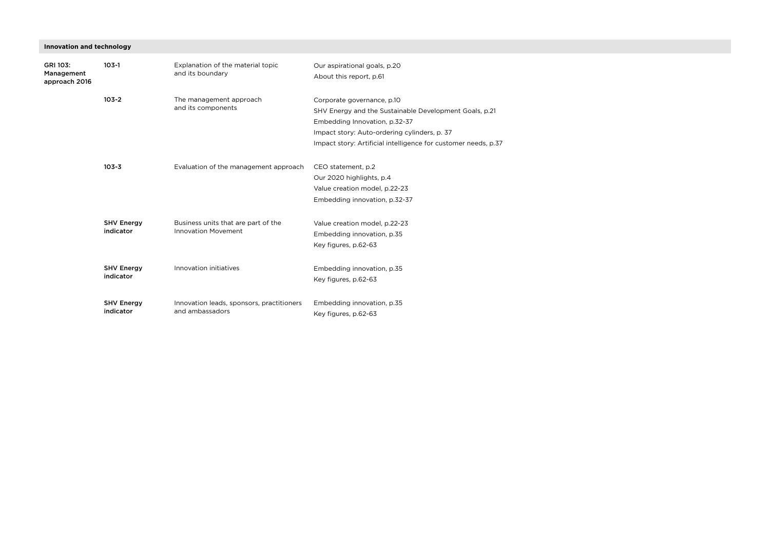| Innovation and technology | | | |
|---|---|---|---|
| **GRI 103: Management approach 2016** | **103-1** | Explanation of the material topic and its boundary | Our aspirational goals, p.20<br>About this report, p.61 |
| | **103-2** | The management approach and its components | Corporate governance, p.10<br>SHV Energy and the Sustainable Development Goals, p.21<br>Embedding Innovation, p.32-37<br>Impact story: Auto-ordering cylinders, p. 37<br>Impact story: Artificial intelligence for customer needs, p.37 |
| | **103-3** | Evaluation of the management approach | CEO statement, p.2<br>Our 2020 highlights, p.4<br>Value creation model, p.22-23<br>Embedding innovation, p.32-37 |
| | **SHV Energy indicator** | Business units that are part of the Innovation Movement | Value creation model, p.22-23<br>Embedding innovation, p.35<br>Key figures, p.62-63 |
| | **SHV Energy indicator** | Innovation initiatives | Embedding innovation, p.35<br>Key figures, p.62-63 |
| | **SHV Energy indicator** | Innovation leads, sponsors, practitioners and ambassadors | Embedding innovation, p.35<br>Key figures, p.62-63 |